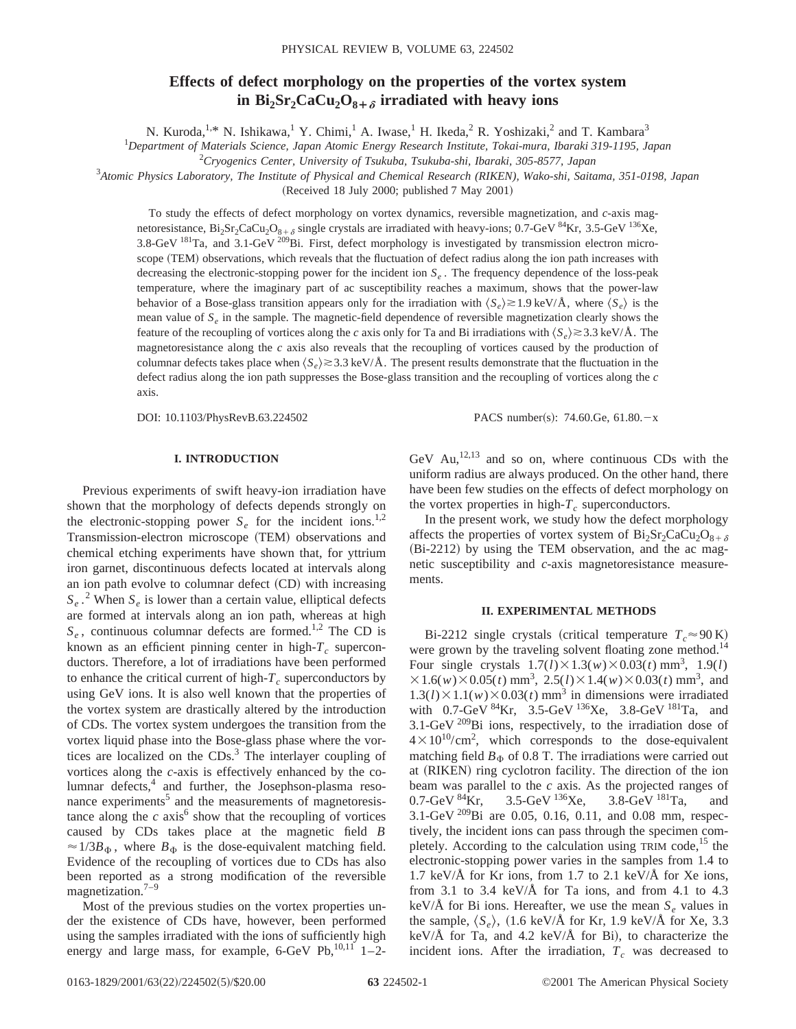# Effects of defect morphology on the properties of the vortex system in $Bi_2Sr_2CaCu_2O_{8+\delta}$ irradiated with heavy ions

N. Kuroda,[1,*] N. Ishikawa,[1] Y. Chimi,[1] A. Iwase,[1] H. Ikeda,[2] R. Yoshizaki,[2] and T. Kambara[3]

[1]*Department of Materials Science, Japan Atomic Energy Research Institute, Tokai-mura, Ibaraki 319-1195, Japan*

[2]*Cryogenics Center, University of Tsukuba, Tsukuba-shi, Ibaraki, 305-8577, Japan*

[3]*Atomic Physics Laboratory, The Institute of Physical and Chemical Research (RIKEN), Wako-shi, Saitama, 351-0198, Japan*

(Received 18 July 2000; published 7 May 2001)

To study the effects of defect morphology on vortex dynamics, reversible magnetization, and *c*-axis magnetoresistance, $Bi_2Sr_2CaCu_2O_{8+\delta}$ single crystals are irradiated with heavy-ions; 0.7-GeV $^{84}$Kr, 3.5-GeV $^{136}$Xe, 3.8-GeV $^{181}$Ta, and 3.1-GeV $^{209}$Bi. First, defect morphology is investigated by transmission electron microscope (TEM) observations, which reveals that the fluctuation of defect radius along the ion path increases with decreasing the electronic-stopping power for the incident ion $S_e$. The frequency dependence of the loss-peak temperature, where the imaginary part of ac susceptibility reaches a maximum, shows that the power-law behavior of a Bose-glass transition appears only for the irradiation with $\langle S_e\rangle \gtrsim 1.9$ keV/Å, where $\langle S_e\rangle$ is the mean value of $S_e$ in the sample. The magnetic-field dependence of reversible magnetization clearly shows the feature of the recoupling of vortices along the *c* axis only for Ta and Bi irradiations with $\langle S_e\rangle \gtrsim 3.3$ keV/Å. The magnetoresistance along the *c* axis also reveals that the recoupling of vortices caused by the production of columnar defects takes place when $\langle S_e\rangle \gtrsim 3.3$ keV/Å. The present results demonstrate that the fluctuation in the defect radius along the ion path suppresses the Bose-glass transition and the recoupling of vortices along the *c* axis.

DOI: 10.1103/PhysRevB.63.224502 PACS number(s): 74.60.Ge, 61.80.−x

## I. INTRODUCTION

Previous experiments of swift heavy-ion irradiation have shown that the morphology of defects depends strongly on the electronic-stopping power $S_e$ for the incident ions.[1,2] Transmission-electron microscope (TEM) observations and chemical etching experiments have shown that, for yttrium iron garnet, discontinuous defects located at intervals along an ion path evolve to columnar defect (CD) with increasing $S_e$.[2] When $S_e$ is lower than a certain value, elliptical defects are formed at intervals along an ion path, whereas at high $S_e$, continuous columnar defects are formed.[1,2] The CD is known as an efficient pinning center in high-$T_c$ superconductors. Therefore, a lot of irradiations have been performed to enhance the critical current of high-$T_c$ superconductors by using GeV ions. It is also well known that the properties of the vortex system are drastically altered by the introduction of CDs. The vortex system undergoes the transition from the vortex liquid phase into the Bose-glass phase where the vortices are localized on the CDs.[3] The interlayer coupling of vortices along the *c*-axis is effectively enhanced by the columnar defects,[4] and further, the Josephson-plasma resonance experiments[5] and the measurements of magnetoresistance along the *c* axis[6] show that the recoupling of vortices caused by CDs takes place at the magnetic field $B \approx 1/3B_\Phi$, where $B_\Phi$ is the dose-equivalent matching field. Evidence of the recoupling of vortices due to CDs has also been reported as a strong modification of the reversible magnetization.[7–9]

Most of the previous studies on the vortex properties under the existence of CDs have, however, been performed using the samples irradiated with the ions of sufficiently high energy and large mass, for example, 6-GeV Pb,[10,11] 1–2-GeV Au,[12,13] and so on, where continuous CDs with the uniform radius are always produced. On the other hand, there have been few studies on the effects of defect morphology on the vortex properties in high-$T_c$ superconductors.

In the present work, we study how the defect morphology affects the properties of vortex system of $Bi_2Sr_2CaCu_2O_{8+\delta}$ (Bi-2212) by using the TEM observation, and the ac magnetic susceptibility and *c*-axis magnetoresistance measurements.

## II. EXPERIMENTAL METHODS

Bi-2212 single crystals (critical temperature $T_c \approx 90$ K) were grown by the traveling solvent floating zone method.[14] Four single crystals $1.7(l)\times 1.3(w)\times 0.03(t)$ mm$^3$, $1.9(l)\times 1.6(w)\times 0.05(t)$ mm$^3$, $2.5(l)\times 1.4(w)\times 0.03(t)$ mm$^3$, and $1.3(l)\times 1.1(w)\times 0.03(t)$ mm$^3$ in dimensions were irradiated with 0.7-GeV $^{84}$Kr, 3.5-GeV $^{136}$Xe, 3.8-GeV $^{181}$Ta, and 3.1-GeV $^{209}$Bi ions, respectively, to the irradiation dose of $4\times 10^{10}$/cm$^2$, which corresponds to the dose-equivalent matching field $B_\Phi$ of 0.8 T. The irradiations were carried out at (RIKEN) ring cyclotron facility. The direction of the ion beam was parallel to the *c* axis. As the projected ranges of 0.7-GeV $^{84}$Kr, 3.5-GeV $^{136}$Xe, 3.8-GeV $^{181}$Ta, and 3.1-GeV $^{209}$Bi are 0.05, 0.16, 0.11, and 0.08 mm, respectively, the incident ions can pass through the specimen completely. According to the calculation using TRIM code,[15] the electronic-stopping power varies in the samples from 1.4 to 1.7 keV/Å for Kr ions, from 1.7 to 2.1 keV/Å for Xe ions, from 3.1 to 3.4 keV/Å for Ta ions, and from 4.1 to 4.3 keV/Å for Bi ions. Hereafter, we use the mean $S_e$ values in the sample, $\langle S_e\rangle$, (1.6 keV/Å for Kr, 1.9 keV/Å for Xe, 3.3 keV/Å for Ta, and 4.2 keV/Å for Bi), to characterize the incident ions. After the irradiation, $T_c$ was decreased to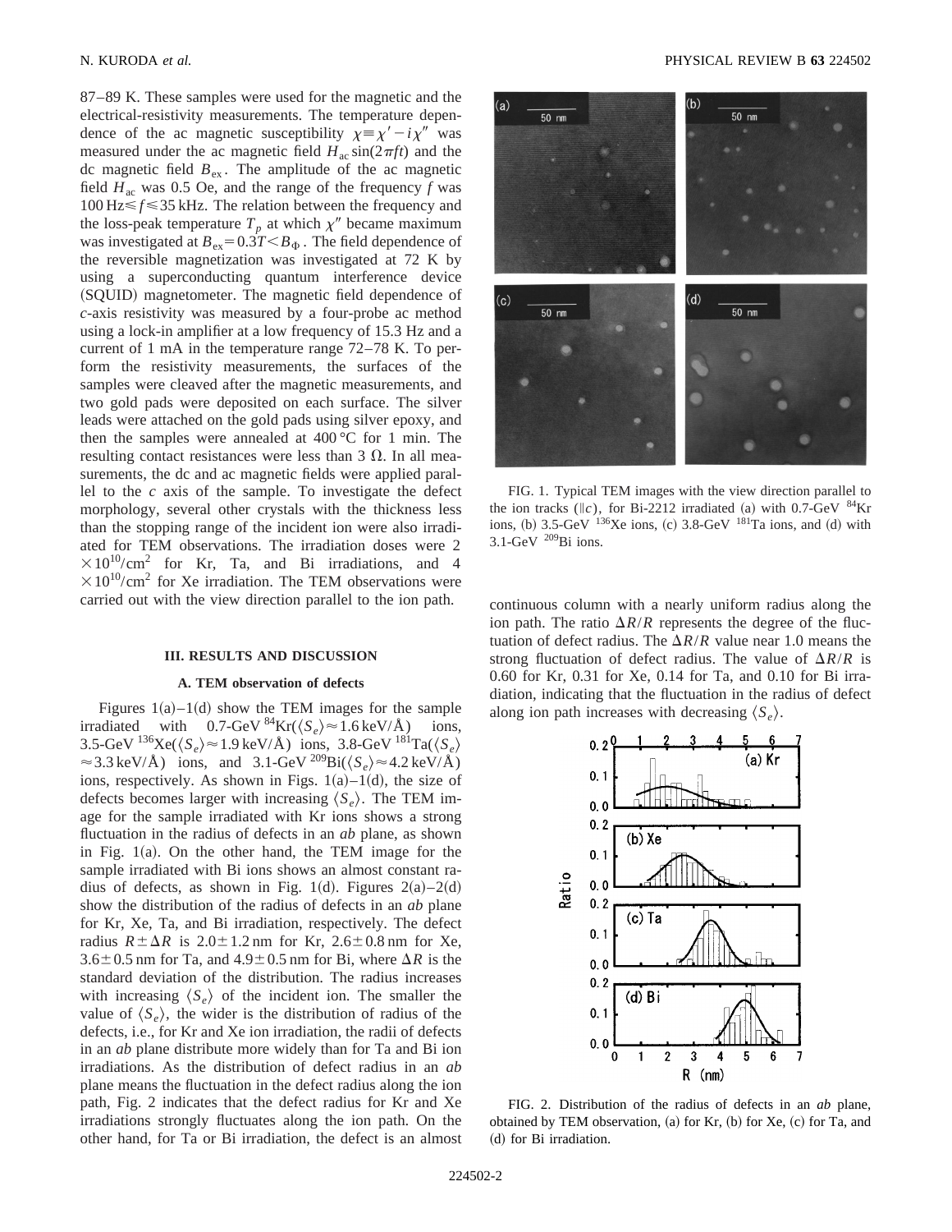87–89 K. These samples were used for the magnetic and the electrical-resistivity measurements. The temperature dependence of the ac magnetic susceptibility $\chi \equiv \chi' - i\chi''$ was measured under the ac magnetic field $H_{\mathrm{ac}} \sin(2\pi f t)$ and the dc magnetic field $B_{\mathrm{ex}}$. The amplitude of the ac magnetic field $H_{\mathrm{ac}}$ was 0.5 Oe, and the range of the frequency $f$ was $100\,\mathrm{Hz} \leqslant f \leqslant 35\,\mathrm{kHz}$. The relation between the frequency and the loss-peak temperature $T_p$ at which $\chi''$ became maximum was investigated at $B_{\mathrm{ex}} = 0.3T < B_{\Phi}$. The field dependence of the reversible magnetization was investigated at 72 K by using a superconducting quantum interference device (SQUID) magnetometer. The magnetic field dependence of $c$-axis resistivity was measured by a four-probe ac method using a lock-in amplifier at a low frequency of 15.3 Hz and a current of 1 mA in the temperature range 72–78 K. To perform the resistivity measurements, the surfaces of the samples were cleaved after the magnetic measurements, and two gold pads were deposited on each surface. The silver leads were attached on the gold pads using silver epoxy, and then the samples were annealed at 400 °C for 1 min. The resulting contact resistances were less than 3 Ω. In all measurements, the dc and ac magnetic fields were applied parallel to the $c$ axis of the sample. To investigate the defect morphology, several other crystals with the thickness less than the stopping range of the incident ion were also irradiated for TEM observations. The irradiation doses were $2 \times 10^{10}/\mathrm{cm}^2$ for Kr, Ta, and Bi irradiations, and $4 \times 10^{10}/\mathrm{cm}^2$ for Xe irradiation. The TEM observations were carried out with the view direction parallel to the ion path.

## III. RESULTS AND DISCUSSION

### A. TEM observation of defects

Figures 1(a)–1(d) show the TEM images for the sample irradiated with 0.7-GeV $^{84}$Kr($\langle S_e \rangle \approx 1.6\,\mathrm{keV/Å}$) ions, 3.5-GeV $^{136}$Xe($\langle S_e \rangle \approx 1.9\,\mathrm{keV/Å}$) ions, 3.8-GeV $^{181}$Ta($\langle S_e \rangle \approx 3.3\,\mathrm{keV/Å}$) ions, and 3.1-GeV $^{209}$Bi($\langle S_e \rangle \approx 4.2\,\mathrm{keV/Å}$) ions, respectively. As shown in Figs. 1(a)–1(d), the size of defects becomes larger with increasing $\langle S_e \rangle$. The TEM image for the sample irradiated with Kr ions shows a strong fluctuation in the radius of defects in an $ab$ plane, as shown in Fig. 1(a). On the other hand, the TEM image for the sample irradiated with Bi ions shows an almost constant radius of defects, as shown in Fig. 1(d). Figures 2(a)–2(d) show the distribution of the radius of defects in an $ab$ plane for Kr, Xe, Ta, and Bi irradiation, respectively. The defect radius $R \pm \Delta R$ is $2.0 \pm 1.2$ nm for Kr, $2.6 \pm 0.8$ nm for Xe, $3.6 \pm 0.5$ nm for Ta, and $4.9 \pm 0.5$ nm for Bi, where $\Delta R$ is the standard deviation of the distribution. The radius increases with increasing $\langle S_e \rangle$ of the incident ion. The smaller the value of $\langle S_e \rangle$, the wider is the distribution of radius of the defects, i.e., for Kr and Xe ion irradiation, the radii of defects in an $ab$ plane distribute more widely than for Ta and Bi ion irradiations. As the distribution of defect radius in an $ab$ plane means the fluctuation in the defect radius along the ion path, Fig. 2 indicates that the defect radius for Kr and Xe irradiations strongly fluctuates along the ion path. On the other hand, for Ta or Bi irradiation, the defect is an almost continuous column with a nearly uniform radius along the ion path. The ratio $\Delta R/R$ represents the degree of the fluctuation of defect radius. The $\Delta R/R$ value near 1.0 means the strong fluctuation of defect radius. The value of $\Delta R/R$ is 0.60 for Kr, 0.31 for Xe, 0.14 for Ta, and 0.10 for Bi irradiation, indicating that the fluctuation in the radius of defect along ion path increases with decreasing $\langle S_e \rangle$.

FIG. 1. Typical TEM images with the view direction parallel to the ion tracks ($\parallel c$), for Bi-2212 irradiated (a) with 0.7-GeV $^{84}$Kr ions, (b) 3.5-GeV $^{136}$Xe ions, (c) 3.8-GeV $^{181}$Ta ions, and (d) with 3.1-GeV $^{209}$Bi ions.

FIG. 2. Distribution of the radius of defects in an $ab$ plane, obtained by TEM observation, (a) for Kr, (b) for Xe, (c) for Ta, and (d) for Bi irradiation.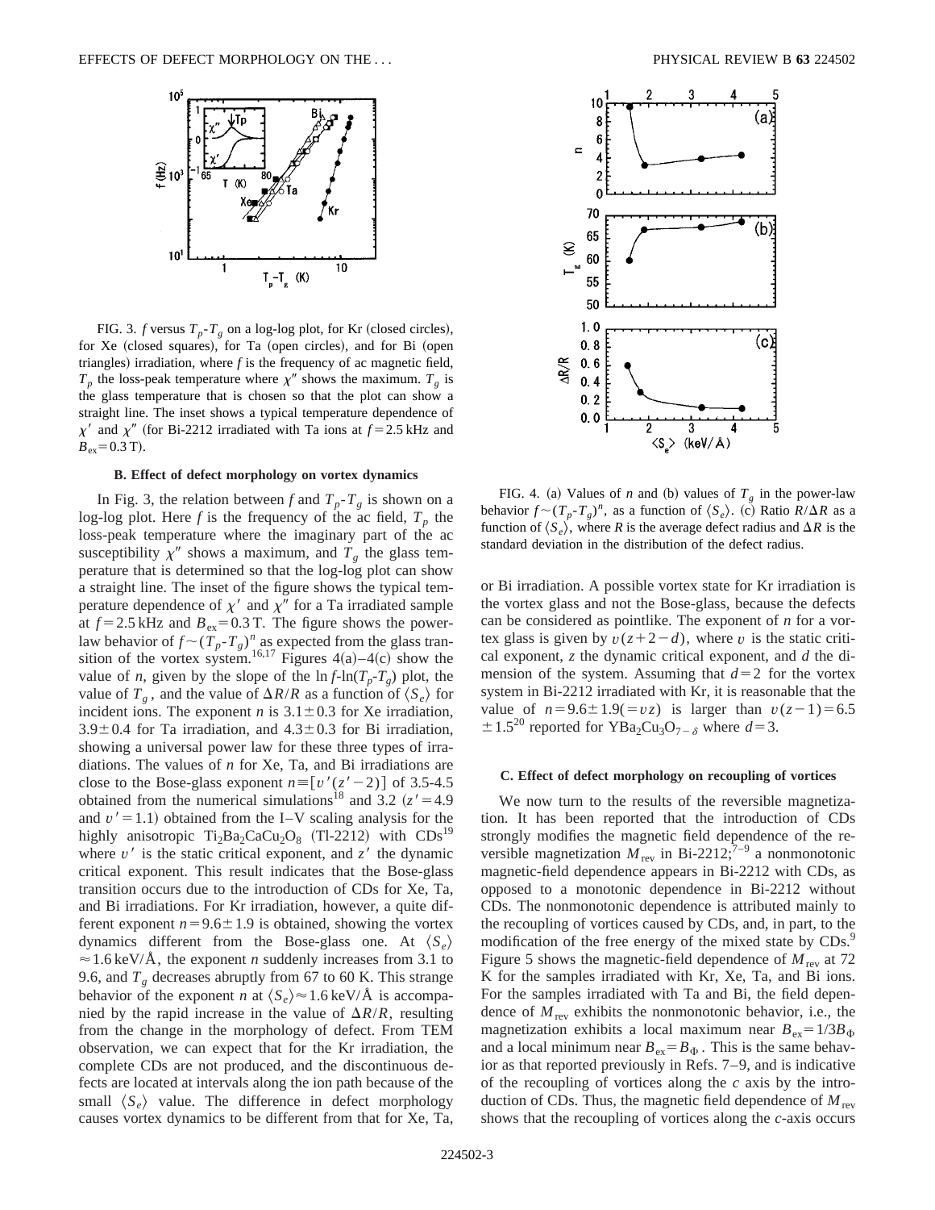FIG. 3. $f$ versus $T_p$-$T_g$ on a log-log plot, for Kr (closed circles), for Xe (closed squares), for Ta (open circles), and for Bi (open triangles) irradiation, where $f$ is the frequency of ac magnetic field, $T_p$ the loss-peak temperature where $\chi''$ shows the maximum. $T_g$ is the glass temperature that is chosen so that the plot can show a straight line. The inset shows a typical temperature dependence of $\chi'$ and $\chi''$ (for Bi-2212 irradiated with Ta ions at $f = 2.5$ kHz and $B_{ex} = 0.3$ T).

### B. Effect of defect morphology on vortex dynamics

In Fig. 3, the relation between $f$ and $T_p$-$T_g$ is shown on a log-log plot. Here $f$ is the frequency of the ac field, $T_p$ the loss-peak temperature where the imaginary part of the ac susceptibility $\chi''$ shows a maximum, and $T_g$ the glass temperature that is determined so that the log-log plot can show a straight line. The inset of the figure shows the typical temperature dependence of $\chi'$ and $\chi''$ for a Ta irradiated sample at $f = 2.5$ kHz and $B_{ex} = 0.3$ T. The figure shows the power-law behavior of $f \sim (T_p\text{-}T_g)^n$ as expected from the glass transition of the vortex system.[16,17] Figures 4(a)–4(c) show the value of $n$, given by the slope of the $\ln f$-$\ln(T_p$-$T_g)$ plot, the value of $T_g$, and the value of $\Delta R/R$ as a function of $\langle S_e \rangle$ for incident ions. The exponent $n$ is $3.1 \pm 0.3$ for Xe irradiation, $3.9 \pm 0.4$ for Ta irradiation, and $4.3 \pm 0.3$ for Bi irradiation, showing a universal power law for these three types of irradiations. The values of $n$ for Xe, Ta, and Bi irradiations are close to the Bose-glass exponent $n \equiv [v'(z'-2)]$ of 3.5-4.5 obtained from the numerical simulations[18] and 3.2 ($z' = 4.9$ and $v' = 1.1$) obtained from the I–V scaling analysis for the highly anisotropic $Ti_2Ba_2CaCu_2O_8$ (Tl-2212) with CDs[19] where $v'$ is the static critical exponent, and $z'$ the dynamic critical exponent. This result indicates that the Bose-glass transition occurs due to the introduction of CDs for Xe, Ta, and Bi irradiations. For Kr irradiation, however, a quite different exponent $n = 9.6 \pm 1.9$ is obtained, showing the vortex dynamics different from the Bose-glass one. At $\langle S_e \rangle \approx 1.6$ keV/Å, the exponent $n$ suddenly increases from 3.1 to 9.6, and $T_g$ decreases abruptly from 67 to 60 K. This strange behavior of the exponent $n$ at $\langle S_e \rangle \approx 1.6$ keV/Å is accompanied by the rapid increase in the value of $\Delta R/R$, resulting from the change in the morphology of defect. From TEM observation, we can expect that for the Kr irradiation, the complete CDs are not produced, and the discontinuous defects are located at intervals along the ion path because of the small $\langle S_e \rangle$ value. The difference in defect morphology causes vortex dynamics to be different from that for Xe, Ta, or Bi irradiation. A possible vortex state for Kr irradiation is the vortex glass and not the Bose-glass, because the defects can be considered as pointlike. The exponent of $n$ for a vortex glass is given by $v(z+2-d)$, where $v$ is the static critical exponent, $z$ the dynamic critical exponent, and $d$ the dimension of the system. Assuming that $d = 2$ for the vortex system in Bi-2212 irradiated with Kr, it is reasonable that the value of $n = 9.6 \pm 1.9 (= vz)$ is larger than $v(z-1) = 6.5 \pm 1.5$[20] reported for $YBa_2Cu_3O_{7-\delta}$ where $d = 3$.

FIG. 4. (a) Values of $n$ and (b) values of $T_g$ in the power-law behavior $f \sim (T_p\text{-}T_g)^n$, as a function of $\langle S_e \rangle$. (c) Ratio $R/\Delta R$ as a function of $\langle S_e \rangle$, where $R$ is the average defect radius and $\Delta R$ is the standard deviation in the distribution of the defect radius.

### C. Effect of defect morphology on recoupling of vortices

We now turn to the results of the reversible magnetization. It has been reported that the introduction of CDs strongly modifies the magnetic field dependence of the reversible magnetization $M_{rev}$ in Bi-2212;[7–9] a nonmonotonic magnetic-field dependence appears in Bi-2212 with CDs, as opposed to a monotonic dependence in Bi-2212 without CDs. The nonmonotonic dependence is attributed mainly to the recoupling of vortices caused by CDs, and, in part, to the modification of the free energy of the mixed state by CDs.[9] Figure 5 shows the magnetic-field dependence of $M_{rev}$ at 72 K for the samples irradiated with Kr, Xe, Ta, and Bi ions. For the samples irradiated with Ta and Bi, the field dependence of $M_{rev}$ exhibits the nonmonotonic behavior, i.e., the magnetization exhibits a local maximum near $B_{ex} = 1/3 B_\Phi$ and a local minimum near $B_{ex} = B_\Phi$. This is the same behavior as that reported previously in Refs. 7–9, and is indicative of the recoupling of vortices along the $c$ axis by the introduction of CDs. Thus, the magnetic field dependence of $M_{rev}$ shows that the recoupling of vortices along the $c$-axis occurs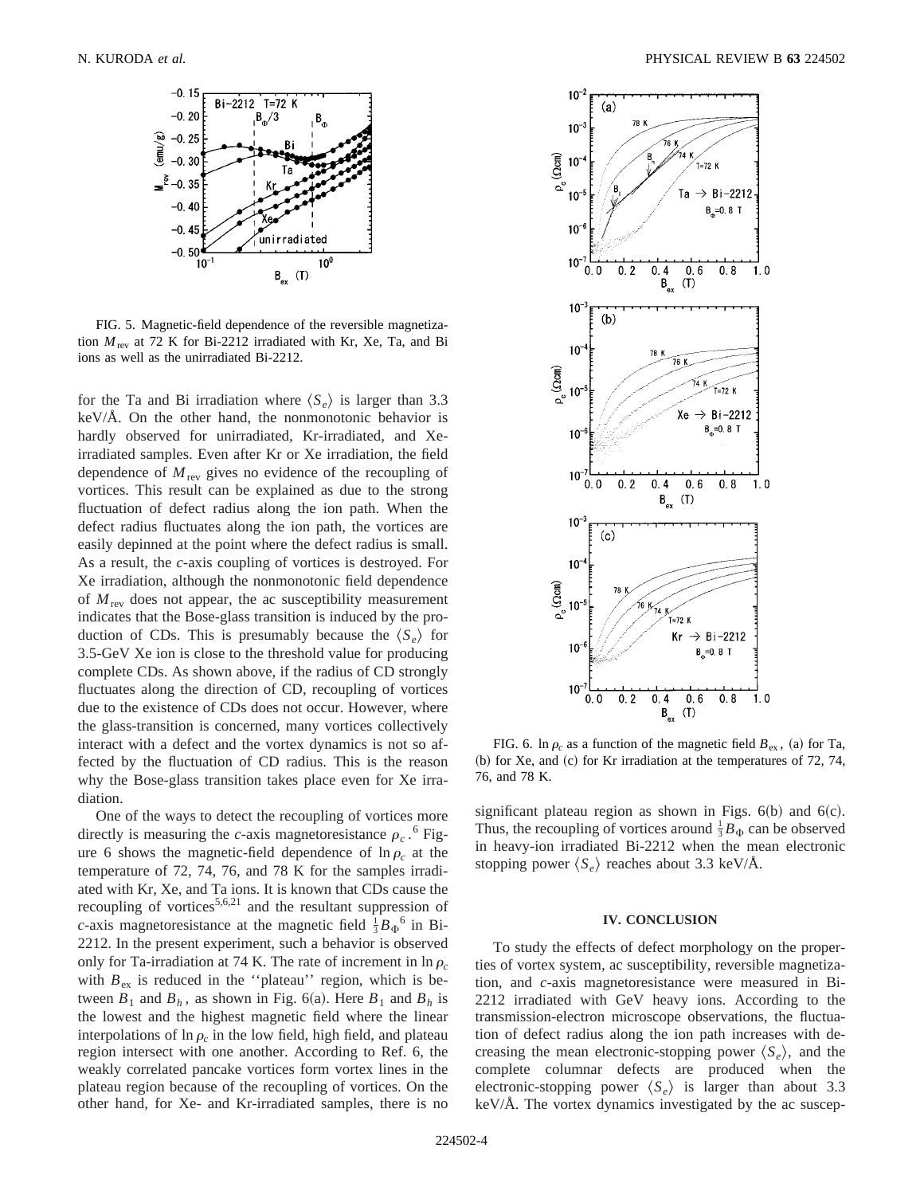FIG. 5. Magnetic-field dependence of the reversible magnetization $M_{\rm rev}$ at 72 K for Bi-2212 irradiated with Kr, Xe, Ta, and Bi ions as well as the unirradiated Bi-2212.

for the Ta and Bi irradiation where $\langle S_e \rangle$ is larger than 3.3 keV/Å. On the other hand, the nonmonotonic behavior is hardly observed for unirradiated, Kr-irradiated, and Xe-irradiated samples. Even after Kr or Xe irradiation, the field dependence of $M_{\rm rev}$ gives no evidence of the recoupling of vortices. This result can be explained as due to the strong fluctuation of defect radius along the ion path. When the defect radius fluctuates along the ion path, the vortices are easily depinned at the point where the defect radius is small. As a result, the *c*-axis coupling of vortices is destroyed. For Xe irradiation, although the nonmonotonic field dependence of $M_{\rm rev}$ does not appear, the ac susceptibility measurement indicates that the Bose-glass transition is induced by the production of CDs. This is presumably because the $\langle S_e \rangle$ for 3.5-GeV Xe ion is close to the threshold value for producing complete CDs. As shown above, if the radius of CD strongly fluctuates along the direction of CD, recoupling of vortices due to the existence of CDs does not occur. However, where the glass-transition is concerned, many vortices collectively interact with a defect and the vortex dynamics is not so affected by the fluctuation of CD radius. This is the reason why the Bose-glass transition takes place even for Xe irradiation.

One of the ways to detect the recoupling of vortices more directly is measuring the *c*-axis magnetoresistance $\rho_c$.[6] Figure 6 shows the magnetic-field dependence of $\ln \rho_c$ at the temperature of 72, 74, 76, and 78 K for the samples irradiated with Kr, Xe, and Ta ions. It is known that CDs cause the recoupling of vortices[5,6,21] and the resultant suppression of *c*-axis magnetoresistance at the magnetic field $\frac{1}{3}B_\Phi$[6] in Bi-2212. In the present experiment, such a behavior is observed only for Ta-irradiation at 74 K. The rate of increment in $\ln \rho_c$ with $B_{\rm ex}$ is reduced in the ''plateau'' region, which is between $B_1$ and $B_h$, as shown in Fig. 6(a). Here $B_1$ and $B_h$ is the lowest and the highest magnetic field where the linear interpolations of $\ln \rho_c$ in the low field, high field, and plateau region intersect with one another. According to Ref. 6, the weakly correlated pancake vortices form vortex lines in the plateau region because of the recoupling of vortices. On the other hand, for Xe- and Kr-irradiated samples, there is no significant plateau region as shown in Figs. 6(b) and 6(c). Thus, the recoupling of vortices around $\frac{1}{3}B_\Phi$ can be observed in heavy-ion irradiated Bi-2212 when the mean electronic stopping power $\langle S_e \rangle$ reaches about 3.3 keV/Å.

FIG. 6. $\ln \rho_c$ as a function of the magnetic field $B_{\rm ex}$, (a) for Ta, (b) for Xe, and (c) for Kr irradiation at the temperatures of 72, 74, 76, and 78 K.

## IV. CONCLUSION

To study the effects of defect morphology on the properties of vortex system, ac susceptibility, reversible magnetization, and *c*-axis magnetoresistance were measured in Bi-2212 irradiated with GeV heavy ions. According to the transmission-electron microscope observations, the fluctuation of defect radius along the ion path increases with decreasing the mean electronic-stopping power $\langle S_e \rangle$, and the complete columnar defects are produced when the electronic-stopping power $\langle S_e \rangle$ is larger than about 3.3 keV/Å. The vortex dynamics investigated by the ac suscep-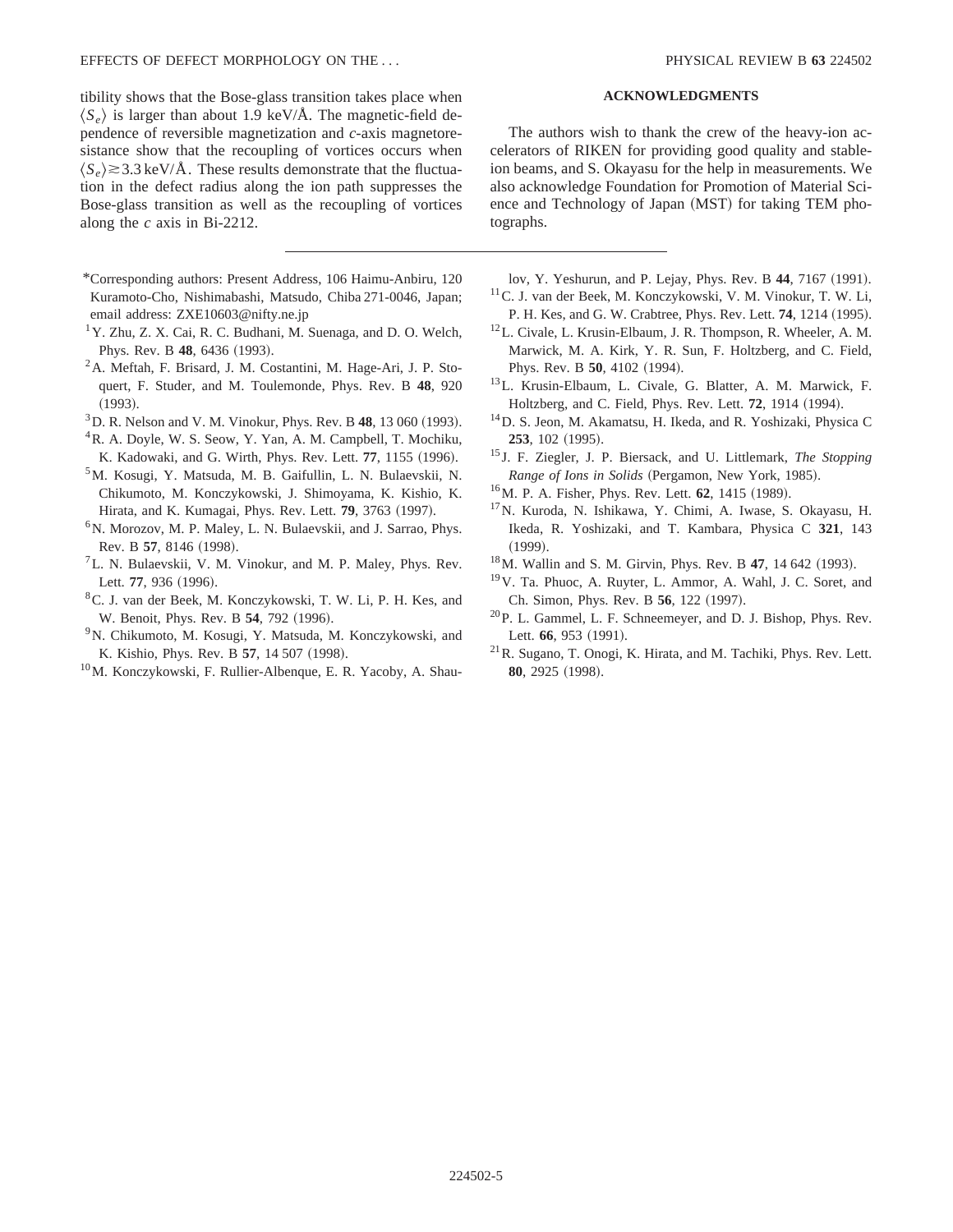tibility shows that the Bose-glass transition takes place when $\langle S_e \rangle$ is larger than about 1.9 keV/Å. The magnetic-field dependence of reversible magnetization and *c*-axis magnetoresistance show that the recoupling of vortices occurs when $\langle S_e \rangle \gtrsim 3.3$ keV/Å. These results demonstrate that the fluctuation in the defect radius along the ion path suppresses the Bose-glass transition as well as the recoupling of vortices along the *c* axis in Bi-2212.

## ACKNOWLEDGMENTS

The authors wish to thank the crew of the heavy-ion accelerators of RIKEN for providing good quality and stable-ion beams, and S. Okayasu for the help in measurements. We also acknowledge Foundation for Promotion of Material Science and Technology of Japan (MST) for taking TEM photographs.

---

*Corresponding authors: Present Address, 106 Haimu-Anbiru, 120 Kuramoto-Cho, Nishimabashi, Matsudo, Chiba 271-0046, Japan; email address: ZXE10603@nifty.ne.jp

[1] Y. Zhu, Z. X. Cai, R. C. Budhani, M. Suenaga, and D. O. Welch, Phys. Rev. B **48**, 6436 (1993).

[2] A. Meftah, F. Brisard, J. M. Costantini, M. Hage-Ari, J. P. Stoquert, F. Studer, and M. Toulemonde, Phys. Rev. B **48**, 920 (1993).

[3] D. R. Nelson and V. M. Vinokur, Phys. Rev. B **48**, 13 060 (1993).

[4] R. A. Doyle, W. S. Seow, Y. Yan, A. M. Campbell, T. Mochiku, K. Kadowaki, and G. Wirth, Phys. Rev. Lett. **77**, 1155 (1996).

[5] M. Kosugi, Y. Matsuda, M. B. Gaifullin, L. N. Bulaevskii, N. Chikumoto, M. Konczykowski, J. Shimoyama, K. Kishio, K. Hirata, and K. Kumagai, Phys. Rev. Lett. **79**, 3763 (1997).

[6] N. Morozov, M. P. Maley, L. N. Bulaevskii, and J. Sarrao, Phys. Rev. B **57**, 8146 (1998).

[7] L. N. Bulaevskii, V. M. Vinokur, and M. P. Maley, Phys. Rev. Lett. **77**, 936 (1996).

[8] C. J. van der Beek, M. Konczykowski, T. W. Li, P. H. Kes, and W. Benoit, Phys. Rev. B **54**, 792 (1996).

[9] N. Chikumoto, M. Kosugi, Y. Matsuda, M. Konczykowski, and K. Kishio, Phys. Rev. B **57**, 14 507 (1998).

[10] M. Konczykowski, F. Rullier-Albenque, E. R. Yacoby, A. Shaulov, Y. Yeshurun, and P. Lejay, Phys. Rev. B **44**, 7167 (1991).

[11] C. J. van der Beek, M. Konczykowski, V. M. Vinokur, T. W. Li, P. H. Kes, and G. W. Crabtree, Phys. Rev. Lett. **74**, 1214 (1995).

[12] L. Civale, L. Krusin-Elbaum, J. R. Thompson, R. Wheeler, A. M. Marwick, M. A. Kirk, Y. R. Sun, F. Holtzberg, and C. Field, Phys. Rev. B **50**, 4102 (1994).

[13] L. Krusin-Elbaum, L. Civale, G. Blatter, A. M. Marwick, F. Holtzberg, and C. Field, Phys. Rev. Lett. **72**, 1914 (1994).

[14] D. S. Jeon, M. Akamatsu, H. Ikeda, and R. Yoshizaki, Physica C **253**, 102 (1995).

[15] J. F. Ziegler, J. P. Biersack, and U. Littlemark, *The Stopping Range of Ions in Solids* (Pergamon, New York, 1985).

[16] M. P. A. Fisher, Phys. Rev. Lett. **62**, 1415 (1989).

[17] N. Kuroda, N. Ishikawa, Y. Chimi, A. Iwase, S. Okayasu, H. Ikeda, R. Yoshizaki, and T. Kambara, Physica C **321**, 143 (1999).

[18] M. Wallin and S. M. Girvin, Phys. Rev. B **47**, 14 642 (1993).

[19] V. Ta. Phuoc, A. Ruyter, L. Ammor, A. Wahl, J. C. Soret, and Ch. Simon, Phys. Rev. B **56**, 122 (1997).

[20] P. L. Gammel, L. F. Schneemeyer, and D. J. Bishop, Phys. Rev. Lett. **66**, 953 (1991).

[21] R. Sugano, T. Onogi, K. Hirata, and M. Tachiki, Phys. Rev. Lett. **80**, 2925 (1998).